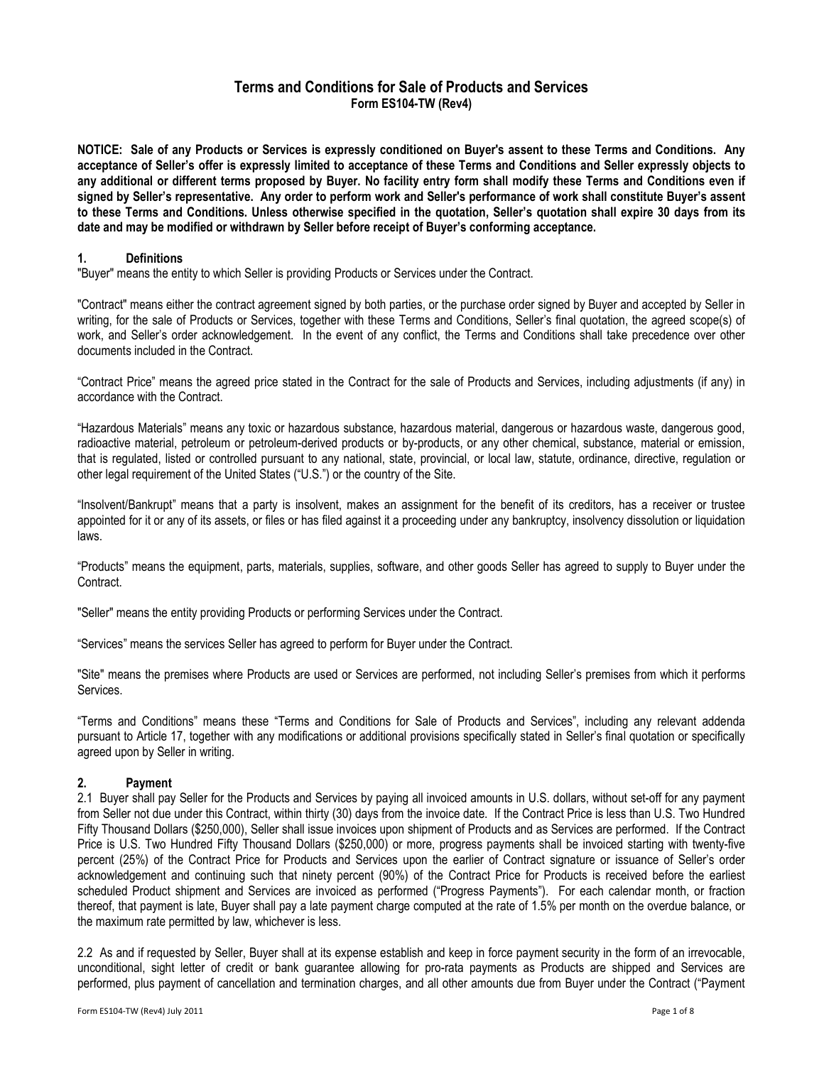# Terms and Conditions for Sale of Products and Services

**Form ES104-TW (Rev4)**

**NOTICE: Sale of any Products or Services is expressly conditioned on Buyer's assent to these Terms and Conditions. Any acceptance of Seller's offer is expressly limited to acceptance of these Terms and Conditions and Seller expressly objects to any additional or different terms proposed by Buyer. No facility entry form shall modify these Terms and Conditions even if signed by Seller's representative. Any order to perform work and Seller's performance of work shall constitute Buyer's assent to these Terms and Conditions. Unless otherwise specified in the quotation, Seller's quotation shall expire 30 days from its date and may be modified or withdrawn by Seller before receipt of Buyer's conforming acceptance.**

## 1. Definitions

"Buyer" means the entity to which Seller is providing Products or Services under the Contract.

"Contract" means either the contract agreement signed by both parties, or the purchase order signed by Buyer and accepted by Seller in writing, for the sale of Products or Services, together with these Terms and Conditions, Seller's final quotation, the agreed scope(s) of work, and Seller's order acknowledgement. In the event of any conflict, the Terms and Conditions shall take precedence over other documents included in the Contract.

"Contract Price" means the agreed price stated in the Contract for the sale of Products and Services, including adjustments (if any) in accordance with the Contract.

"Hazardous Materials" means any toxic or hazardous substance, hazardous material, dangerous or hazardous waste, dangerous good, radioactive material, petroleum or petroleum-derived products or by-products, or any other chemical, substance, material or emission, that is regulated, listed or controlled pursuant to any national, state, provincial, or local law, statute, ordinance, directive, regulation or other legal requirement of the United States ("U.S.") or the country of the Site.

"Insolvent/Bankrupt" means that a party is insolvent, makes an assignment for the benefit of its creditors, has a receiver or trustee appointed for it or any of its assets, or files or has filed against it a proceeding under any bankruptcy, insolvency dissolution or liquidation laws.

"Products" means the equipment, parts, materials, supplies, software, and other goods Seller has agreed to supply to Buyer under the Contract.

"Seller" means the entity providing Products or performing Services under the Contract.

"Services" means the services Seller has agreed to perform for Buyer under the Contract.

"Site" means the premises where Products are used or Services are performed, not including Seller's premises from which it performs Services.

"Terms and Conditions" means these "Terms and Conditions for Sale of Products and Services", including any relevant addenda pursuant to Article 17, together with any modifications or additional provisions specifically stated in Seller's final quotation or specifically agreed upon by Seller in writing.

## 2. Payment

2.1 Buyer shall pay Seller for the Products and Services by paying all invoiced amounts in U.S. dollars, without set-off for any payment from Seller not due under this Contract, within thirty (30) days from the invoice date. If the Contract Price is less than U.S. Two Hundred Fifty Thousand Dollars ($250,000), Seller shall issue invoices upon shipment of Products and as Services are performed. If the Contract Price is U.S. Two Hundred Fifty Thousand Dollars ($250,000) or more, progress payments shall be invoiced starting with twenty-five percent (25%) of the Contract Price for Products and Services upon the earlier of Contract signature or issuance of Seller's order acknowledgement and continuing such that ninety percent (90%) of the Contract Price for Products is received before the earliest scheduled Product shipment and Services are invoiced as performed ("Progress Payments"). For each calendar month, or fraction thereof, that payment is late, Buyer shall pay a late payment charge computed at the rate of 1.5% per month on the overdue balance, or the maximum rate permitted by law, whichever is less.

2.2 As and if requested by Seller, Buyer shall at its expense establish and keep in force payment security in the form of an irrevocable, unconditional, sight letter of credit or bank guarantee allowing for pro-rata payments as Products are shipped and Services are performed, plus payment of cancellation and termination charges, and all other amounts due from Buyer under the Contract ("Payment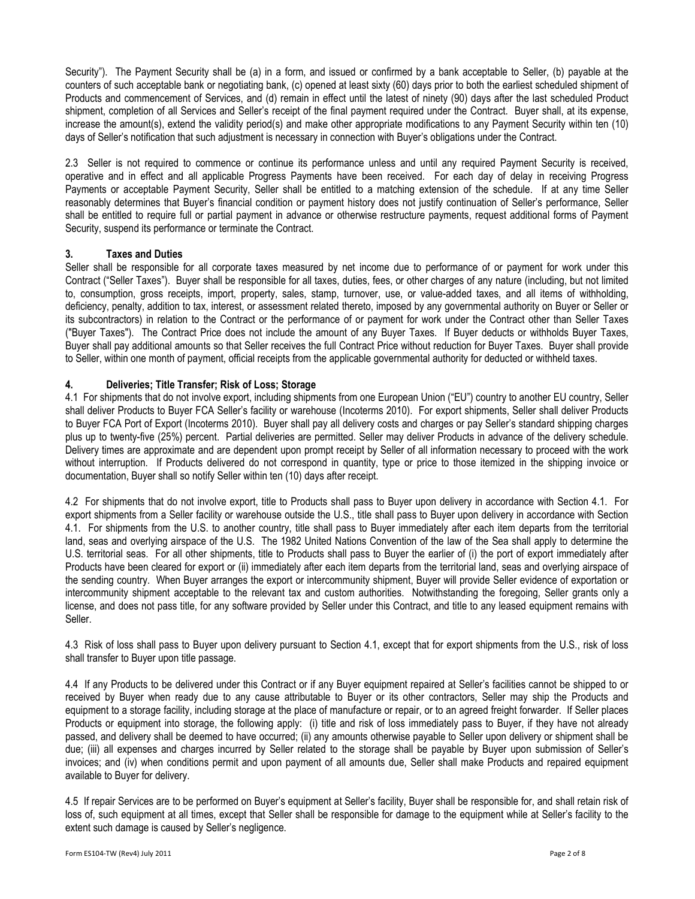Security"). The Payment Security shall be (a) in a form, and issued or confirmed by a bank acceptable to Seller, (b) payable at the counters of such acceptable bank or negotiating bank, (c) opened at least sixty (60) days prior to both the earliest scheduled shipment of Products and commencement of Services, and (d) remain in effect until the latest of ninety (90) days after the last scheduled Product shipment, completion of all Services and Seller's receipt of the final payment required under the Contract. Buyer shall, at its expense, increase the amount(s), extend the validity period(s) and make other appropriate modifications to any Payment Security within ten (10) days of Seller's notification that such adjustment is necessary in connection with Buyer's obligations under the Contract.

2.3 Seller is not required to commence or continue its performance unless and until any required Payment Security is received, operative and in effect and all applicable Progress Payments have been received. For each day of delay in receiving Progress Payments or acceptable Payment Security, Seller shall be entitled to a matching extension of the schedule. If at any time Seller reasonably determines that Buyer's financial condition or payment history does not justify continuation of Seller's performance, Seller shall be entitled to require full or partial payment in advance or otherwise restructure payments, request additional forms of Payment Security, suspend its performance or terminate the Contract.

### 3. Taxes and Duties

Seller shall be responsible for all corporate taxes measured by net income due to performance of or payment for work under this Contract ("Seller Taxes"). Buyer shall be responsible for all taxes, duties, fees, or other charges of any nature (including, but not limited to, consumption, gross receipts, import, property, sales, stamp, turnover, use, or value-added taxes, and all items of withholding, deficiency, penalty, addition to tax, interest, or assessment related thereto, imposed by any governmental authority on Buyer or Seller or its subcontractors) in relation to the Contract or the performance of or payment for work under the Contract other than Seller Taxes ("Buyer Taxes"). The Contract Price does not include the amount of any Buyer Taxes. If Buyer deducts or withholds Buyer Taxes, Buyer shall pay additional amounts so that Seller receives the full Contract Price without reduction for Buyer Taxes. Buyer shall provide to Seller, within one month of payment, official receipts from the applicable governmental authority for deducted or withheld taxes.

### 4. Deliveries; Title Transfer; Risk of Loss; Storage

4.1 For shipments that do not involve export, including shipments from one European Union ("EU") country to another EU country, Seller shall deliver Products to Buyer FCA Seller's facility or warehouse (Incoterms 2010). For export shipments, Seller shall deliver Products to Buyer FCA Port of Export (Incoterms 2010). Buyer shall pay all delivery costs and charges or pay Seller's standard shipping charges plus up to twenty-five (25%) percent. Partial deliveries are permitted. Seller may deliver Products in advance of the delivery schedule. Delivery times are approximate and are dependent upon prompt receipt by Seller of all information necessary to proceed with the work without interruption. If Products delivered do not correspond in quantity, type or price to those itemized in the shipping invoice or documentation, Buyer shall so notify Seller within ten (10) days after receipt.

4.2 For shipments that do not involve export, title to Products shall pass to Buyer upon delivery in accordance with Section 4.1. For export shipments from a Seller facility or warehouse outside the U.S., title shall pass to Buyer upon delivery in accordance with Section 4.1. For shipments from the U.S. to another country, title shall pass to Buyer immediately after each item departs from the territorial land, seas and overlying airspace of the U.S. The 1982 United Nations Convention of the law of the Sea shall apply to determine the U.S. territorial seas. For all other shipments, title to Products shall pass to Buyer the earlier of (i) the port of export immediately after Products have been cleared for export or (ii) immediately after each item departs from the territorial land, seas and overlying airspace of the sending country. When Buyer arranges the export or intercommunity shipment, Buyer will provide Seller evidence of exportation or intercommunity shipment acceptable to the relevant tax and custom authorities. Notwithstanding the foregoing, Seller grants only a license, and does not pass title, for any software provided by Seller under this Contract, and title to any leased equipment remains with Seller.

4.3 Risk of loss shall pass to Buyer upon delivery pursuant to Section 4.1, except that for export shipments from the U.S., risk of loss shall transfer to Buyer upon title passage.

4.4 If any Products to be delivered under this Contract or if any Buyer equipment repaired at Seller's facilities cannot be shipped to or received by Buyer when ready due to any cause attributable to Buyer or its other contractors, Seller may ship the Products and equipment to a storage facility, including storage at the place of manufacture or repair, or to an agreed freight forwarder. If Seller places Products or equipment into storage, the following apply: (i) title and risk of loss immediately pass to Buyer, if they have not already passed, and delivery shall be deemed to have occurred; (ii) any amounts otherwise payable to Seller upon delivery or shipment shall be due; (iii) all expenses and charges incurred by Seller related to the storage shall be payable by Buyer upon submission of Seller's invoices; and (iv) when conditions permit and upon payment of all amounts due, Seller shall make Products and repaired equipment available to Buyer for delivery.

4.5 If repair Services are to be performed on Buyer's equipment at Seller's facility, Buyer shall be responsible for, and shall retain risk of loss of, such equipment at all times, except that Seller shall be responsible for damage to the equipment while at Seller's facility to the extent such damage is caused by Seller's negligence.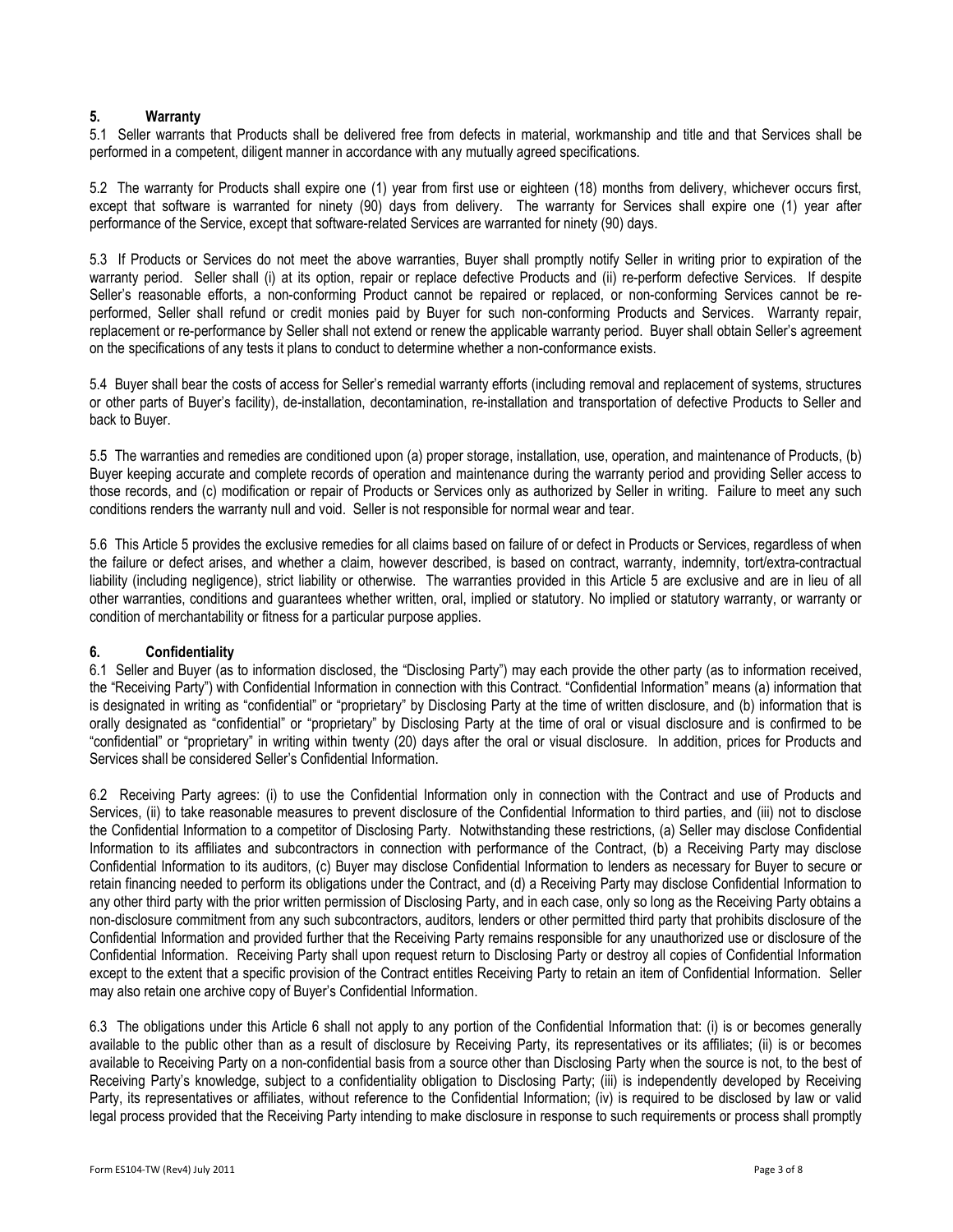## 5. Warranty

5.1 Seller warrants that Products shall be delivered free from defects in material, workmanship and title and that Services shall be performed in a competent, diligent manner in accordance with any mutually agreed specifications.

5.2 The warranty for Products shall expire one (1) year from first use or eighteen (18) months from delivery, whichever occurs first, except that software is warranted for ninety (90) days from delivery. The warranty for Services shall expire one (1) year after performance of the Service, except that software-related Services are warranted for ninety (90) days.

5.3 If Products or Services do not meet the above warranties, Buyer shall promptly notify Seller in writing prior to expiration of the warranty period. Seller shall (i) at its option, repair or replace defective Products and (ii) re-perform defective Services. If despite Seller's reasonable efforts, a non-conforming Product cannot be repaired or replaced, or non-conforming Services cannot be re-performed, Seller shall refund or credit monies paid by Buyer for such non-conforming Products and Services. Warranty repair, replacement or re-performance by Seller shall not extend or renew the applicable warranty period. Buyer shall obtain Seller's agreement on the specifications of any tests it plans to conduct to determine whether a non-conformance exists.

5.4 Buyer shall bear the costs of access for Seller's remedial warranty efforts (including removal and replacement of systems, structures or other parts of Buyer's facility), de-installation, decontamination, re-installation and transportation of defective Products to Seller and back to Buyer.

5.5 The warranties and remedies are conditioned upon (a) proper storage, installation, use, operation, and maintenance of Products, (b) Buyer keeping accurate and complete records of operation and maintenance during the warranty period and providing Seller access to those records, and (c) modification or repair of Products or Services only as authorized by Seller in writing. Failure to meet any such conditions renders the warranty null and void. Seller is not responsible for normal wear and tear.

5.6 This Article 5 provides the exclusive remedies for all claims based on failure of or defect in Products or Services, regardless of when the failure or defect arises, and whether a claim, however described, is based on contract, warranty, indemnity, tort/extra-contractual liability (including negligence), strict liability or otherwise. The warranties provided in this Article 5 are exclusive and are in lieu of all other warranties, conditions and guarantees whether written, oral, implied or statutory. No implied or statutory warranty, or warranty or condition of merchantability or fitness for a particular purpose applies.

## 6. Confidentiality

6.1 Seller and Buyer (as to information disclosed, the "Disclosing Party") may each provide the other party (as to information received, the "Receiving Party") with Confidential Information in connection with this Contract. "Confidential Information" means (a) information that is designated in writing as "confidential" or "proprietary" by Disclosing Party at the time of written disclosure, and (b) information that is orally designated as "confidential" or "proprietary" by Disclosing Party at the time of oral or visual disclosure and is confirmed to be "confidential" or "proprietary" in writing within twenty (20) days after the oral or visual disclosure. In addition, prices for Products and Services shall be considered Seller's Confidential Information.

6.2 Receiving Party agrees: (i) to use the Confidential Information only in connection with the Contract and use of Products and Services, (ii) to take reasonable measures to prevent disclosure of the Confidential Information to third parties, and (iii) not to disclose the Confidential Information to a competitor of Disclosing Party. Notwithstanding these restrictions, (a) Seller may disclose Confidential Information to its affiliates and subcontractors in connection with performance of the Contract, (b) a Receiving Party may disclose Confidential Information to its auditors, (c) Buyer may disclose Confidential Information to lenders as necessary for Buyer to secure or retain financing needed to perform its obligations under the Contract, and (d) a Receiving Party may disclose Confidential Information to any other third party with the prior written permission of Disclosing Party, and in each case, only so long as the Receiving Party obtains a non-disclosure commitment from any such subcontractors, auditors, lenders or other permitted third party that prohibits disclosure of the Confidential Information and provided further that the Receiving Party remains responsible for any unauthorized use or disclosure of the Confidential Information. Receiving Party shall upon request return to Disclosing Party or destroy all copies of Confidential Information except to the extent that a specific provision of the Contract entitles Receiving Party to retain an item of Confidential Information. Seller may also retain one archive copy of Buyer's Confidential Information.

6.3 The obligations under this Article 6 shall not apply to any portion of the Confidential Information that: (i) is or becomes generally available to the public other than as a result of disclosure by Receiving Party, its representatives or its affiliates; (ii) is or becomes available to Receiving Party on a non-confidential basis from a source other than Disclosing Party when the source is not, to the best of Receiving Party's knowledge, subject to a confidentiality obligation to Disclosing Party; (iii) is independently developed by Receiving Party, its representatives or affiliates, without reference to the Confidential Information; (iv) is required to be disclosed by law or valid legal process provided that the Receiving Party intending to make disclosure in response to such requirements or process shall promptly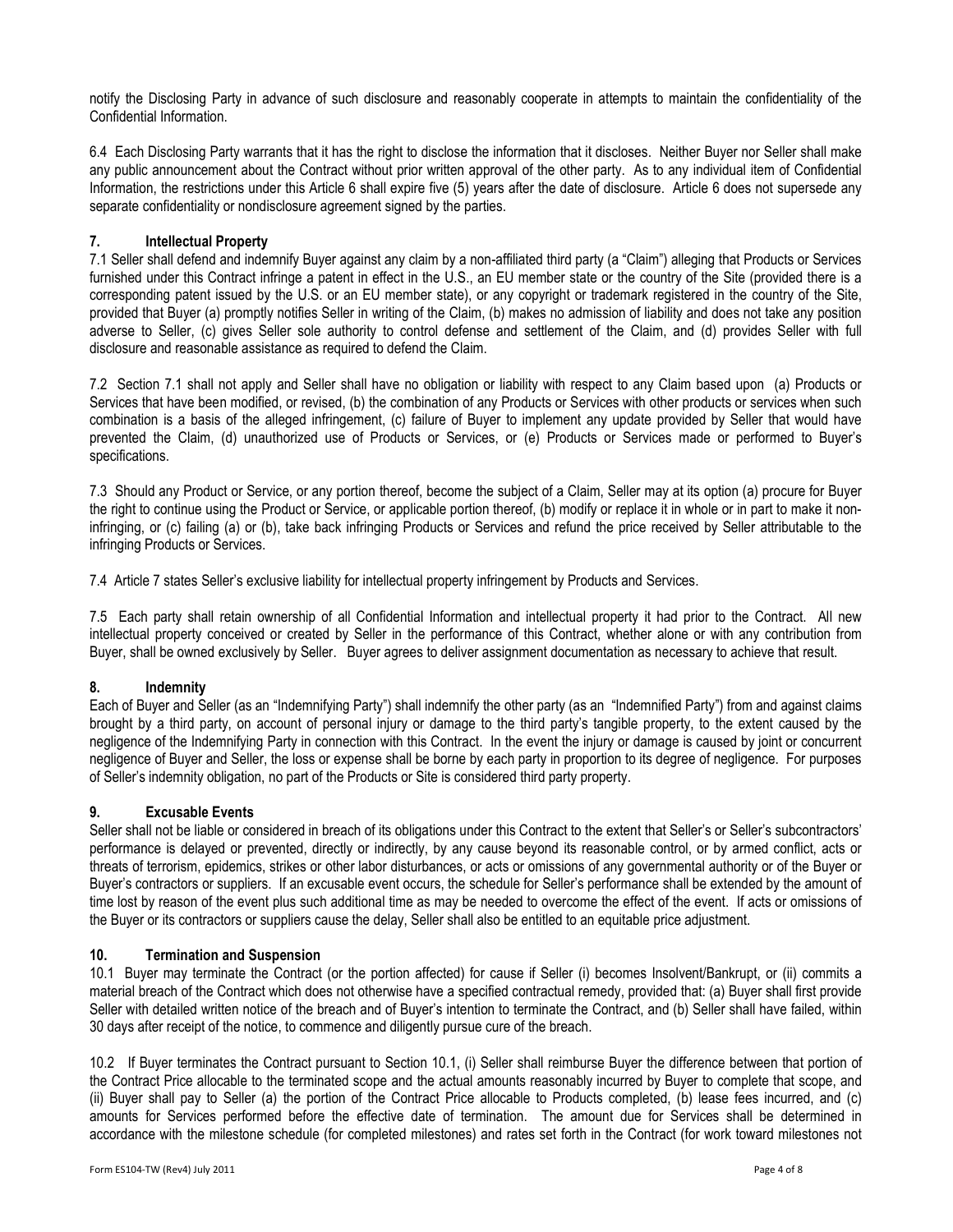notify the Disclosing Party in advance of such disclosure and reasonably cooperate in attempts to maintain the confidentiality of the Confidential Information.

6.4 Each Disclosing Party warrants that it has the right to disclose the information that it discloses. Neither Buyer nor Seller shall make any public announcement about the Contract without prior written approval of the other party. As to any individual item of Confidential Information, the restrictions under this Article 6 shall expire five (5) years after the date of disclosure. Article 6 does not supersede any separate confidentiality or nondisclosure agreement signed by the parties.

## 7. Intellectual Property

7.1 Seller shall defend and indemnify Buyer against any claim by a non-affiliated third party (a "Claim") alleging that Products or Services furnished under this Contract infringe a patent in effect in the U.S., an EU member state or the country of the Site (provided there is a corresponding patent issued by the U.S. or an EU member state), or any copyright or trademark registered in the country of the Site, provided that Buyer (a) promptly notifies Seller in writing of the Claim, (b) makes no admission of liability and does not take any position adverse to Seller, (c) gives Seller sole authority to control defense and settlement of the Claim, and (d) provides Seller with full disclosure and reasonable assistance as required to defend the Claim.

7.2 Section 7.1 shall not apply and Seller shall have no obligation or liability with respect to any Claim based upon (a) Products or Services that have been modified, or revised, (b) the combination of any Products or Services with other products or services when such combination is a basis of the alleged infringement, (c) failure of Buyer to implement any update provided by Seller that would have prevented the Claim, (d) unauthorized use of Products or Services, or (e) Products or Services made or performed to Buyer's specifications.

7.3 Should any Product or Service, or any portion thereof, become the subject of a Claim, Seller may at its option (a) procure for Buyer the right to continue using the Product or Service, or applicable portion thereof, (b) modify or replace it in whole or in part to make it non-infringing, or (c) failing (a) or (b), take back infringing Products or Services and refund the price received by Seller attributable to the infringing Products or Services.

7.4 Article 7 states Seller's exclusive liability for intellectual property infringement by Products and Services.

7.5 Each party shall retain ownership of all Confidential Information and intellectual property it had prior to the Contract. All new intellectual property conceived or created by Seller in the performance of this Contract, whether alone or with any contribution from Buyer, shall be owned exclusively by Seller. Buyer agrees to deliver assignment documentation as necessary to achieve that result.

## 8. Indemnity

Each of Buyer and Seller (as an "Indemnifying Party") shall indemnify the other party (as an "Indemnified Party") from and against claims brought by a third party, on account of personal injury or damage to the third party's tangible property, to the extent caused by the negligence of the Indemnifying Party in connection with this Contract. In the event the injury or damage is caused by joint or concurrent negligence of Buyer and Seller, the loss or expense shall be borne by each party in proportion to its degree of negligence. For purposes of Seller's indemnity obligation, no part of the Products or Site is considered third party property.

## 9. Excusable Events

Seller shall not be liable or considered in breach of its obligations under this Contract to the extent that Seller's or Seller's subcontractors' performance is delayed or prevented, directly or indirectly, by any cause beyond its reasonable control, or by armed conflict, acts or threats of terrorism, epidemics, strikes or other labor disturbances, or acts or omissions of any governmental authority or of the Buyer or Buyer's contractors or suppliers. If an excusable event occurs, the schedule for Seller's performance shall be extended by the amount of time lost by reason of the event plus such additional time as may be needed to overcome the effect of the event. If acts or omissions of the Buyer or its contractors or suppliers cause the delay, Seller shall also be entitled to an equitable price adjustment.

## 10. Termination and Suspension

10.1 Buyer may terminate the Contract (or the portion affected) for cause if Seller (i) becomes Insolvent/Bankrupt, or (ii) commits a material breach of the Contract which does not otherwise have a specified contractual remedy, provided that: (a) Buyer shall first provide Seller with detailed written notice of the breach and of Buyer's intention to terminate the Contract, and (b) Seller shall have failed, within 30 days after receipt of the notice, to commence and diligently pursue cure of the breach.

10.2 If Buyer terminates the Contract pursuant to Section 10.1, (i) Seller shall reimburse Buyer the difference between that portion of the Contract Price allocable to the terminated scope and the actual amounts reasonably incurred by Buyer to complete that scope, and (ii) Buyer shall pay to Seller (a) the portion of the Contract Price allocable to Products completed, (b) lease fees incurred, and (c) amounts for Services performed before the effective date of termination. The amount due for Services shall be determined in accordance with the milestone schedule (for completed milestones) and rates set forth in the Contract (for work toward milestones not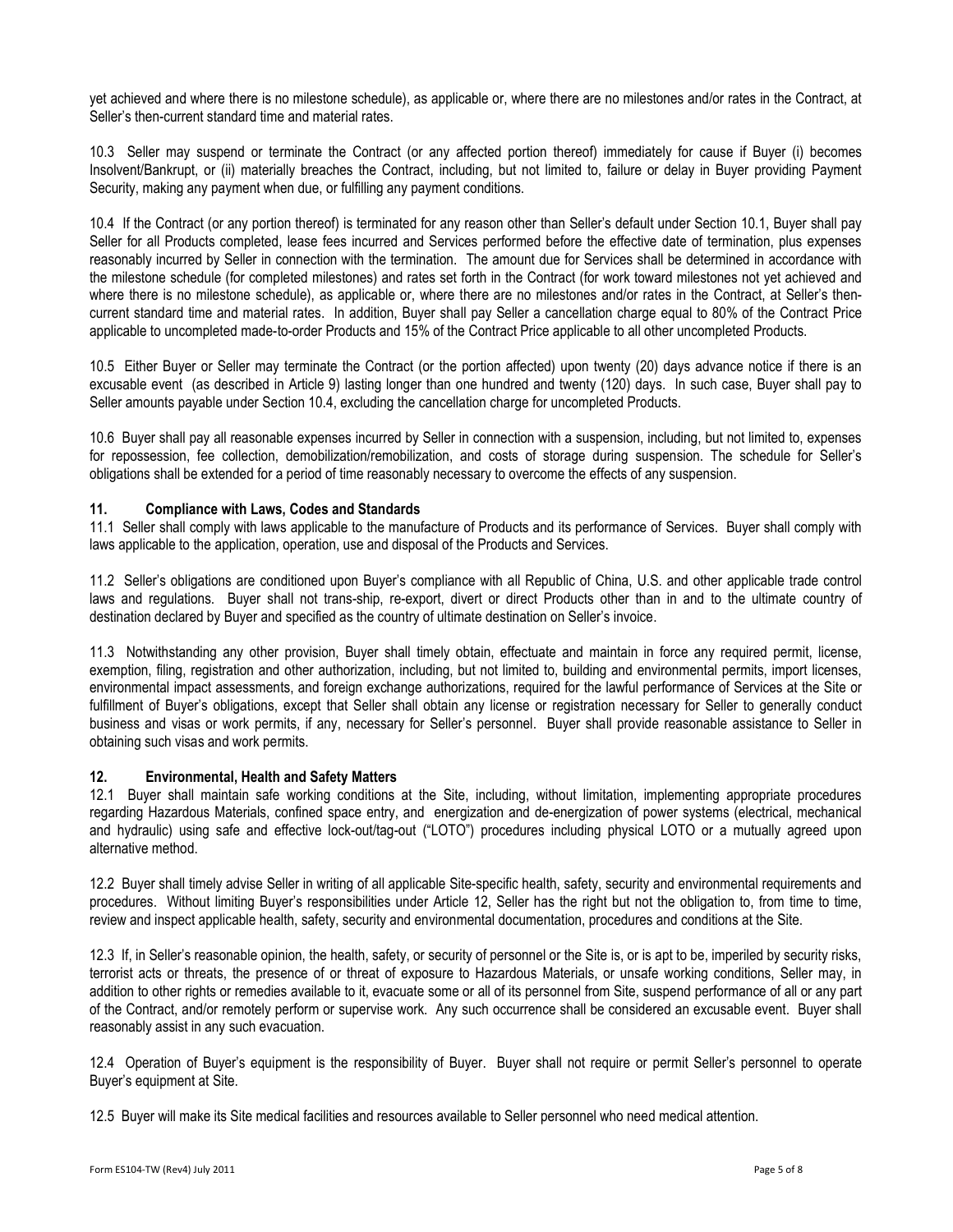yet achieved and where there is no milestone schedule), as applicable or, where there are no milestones and/or rates in the Contract, at Seller's then-current standard time and material rates.

10.3 Seller may suspend or terminate the Contract (or any affected portion thereof) immediately for cause if Buyer (i) becomes Insolvent/Bankrupt, or (ii) materially breaches the Contract, including, but not limited to, failure or delay in Buyer providing Payment Security, making any payment when due, or fulfilling any payment conditions.

10.4 If the Contract (or any portion thereof) is terminated for any reason other than Seller's default under Section 10.1, Buyer shall pay Seller for all Products completed, lease fees incurred and Services performed before the effective date of termination, plus expenses reasonably incurred by Seller in connection with the termination. The amount due for Services shall be determined in accordance with the milestone schedule (for completed milestones) and rates set forth in the Contract (for work toward milestones not yet achieved and where there is no milestone schedule), as applicable or, where there are no milestones and/or rates in the Contract, at Seller's then-current standard time and material rates. In addition, Buyer shall pay Seller a cancellation charge equal to 80% of the Contract Price applicable to uncompleted made-to-order Products and 15% of the Contract Price applicable to all other uncompleted Products.

10.5 Either Buyer or Seller may terminate the Contract (or the portion affected) upon twenty (20) days advance notice if there is an excusable event (as described in Article 9) lasting longer than one hundred and twenty (120) days. In such case, Buyer shall pay to Seller amounts payable under Section 10.4, excluding the cancellation charge for uncompleted Products.

10.6 Buyer shall pay all reasonable expenses incurred by Seller in connection with a suspension, including, but not limited to, expenses for repossession, fee collection, demobilization/remobilization, and costs of storage during suspension. The schedule for Seller's obligations shall be extended for a period of time reasonably necessary to overcome the effects of any suspension.

## 11. Compliance with Laws, Codes and Standards

11.1 Seller shall comply with laws applicable to the manufacture of Products and its performance of Services. Buyer shall comply with laws applicable to the application, operation, use and disposal of the Products and Services.

11.2 Seller's obligations are conditioned upon Buyer's compliance with all Republic of China, U.S. and other applicable trade control laws and regulations. Buyer shall not trans-ship, re-export, divert or direct Products other than in and to the ultimate country of destination declared by Buyer and specified as the country of ultimate destination on Seller's invoice.

11.3 Notwithstanding any other provision, Buyer shall timely obtain, effectuate and maintain in force any required permit, license, exemption, filing, registration and other authorization, including, but not limited to, building and environmental permits, import licenses, environmental impact assessments, and foreign exchange authorizations, required for the lawful performance of Services at the Site or fulfillment of Buyer's obligations, except that Seller shall obtain any license or registration necessary for Seller to generally conduct business and visas or work permits, if any, necessary for Seller's personnel. Buyer shall provide reasonable assistance to Seller in obtaining such visas and work permits.

## 12. Environmental, Health and Safety Matters

12.1 Buyer shall maintain safe working conditions at the Site, including, without limitation, implementing appropriate procedures regarding Hazardous Materials, confined space entry, and energization and de-energization of power systems (electrical, mechanical and hydraulic) using safe and effective lock-out/tag-out ("LOTO") procedures including physical LOTO or a mutually agreed upon alternative method.

12.2 Buyer shall timely advise Seller in writing of all applicable Site-specific health, safety, security and environmental requirements and procedures. Without limiting Buyer's responsibilities under Article 12, Seller has the right but not the obligation to, from time to time, review and inspect applicable health, safety, security and environmental documentation, procedures and conditions at the Site.

12.3 If, in Seller's reasonable opinion, the health, safety, or security of personnel or the Site is, or is apt to be, imperiled by security risks, terrorist acts or threats, the presence of or threat of exposure to Hazardous Materials, or unsafe working conditions, Seller may, in addition to other rights or remedies available to it, evacuate some or all of its personnel from Site, suspend performance of all or any part of the Contract, and/or remotely perform or supervise work. Any such occurrence shall be considered an excusable event. Buyer shall reasonably assist in any such evacuation.

12.4 Operation of Buyer's equipment is the responsibility of Buyer. Buyer shall not require or permit Seller's personnel to operate Buyer's equipment at Site.

12.5 Buyer will make its Site medical facilities and resources available to Seller personnel who need medical attention.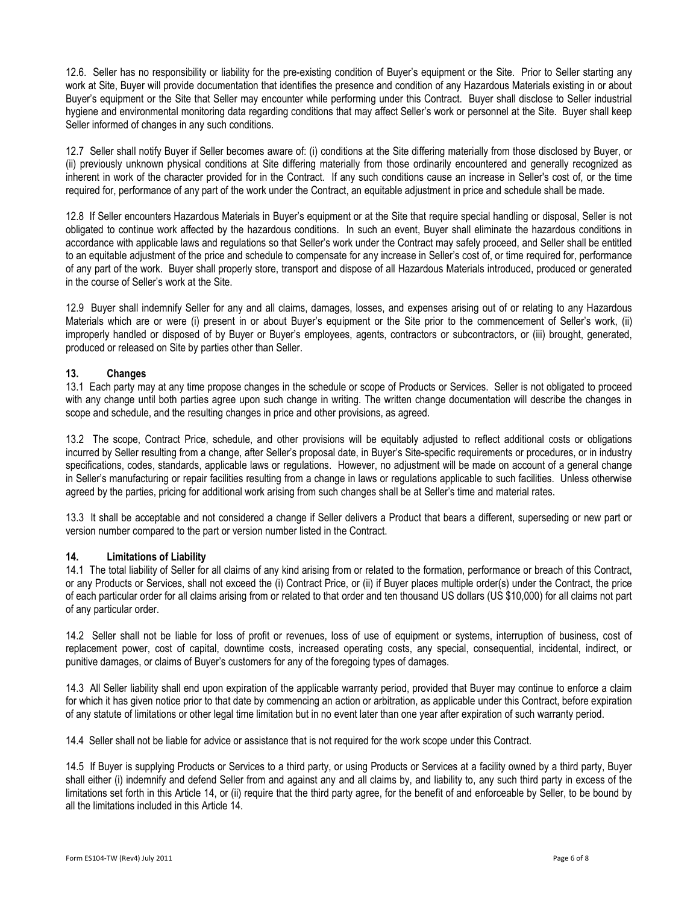12.6. Seller has no responsibility or liability for the pre-existing condition of Buyer's equipment or the Site. Prior to Seller starting any work at Site, Buyer will provide documentation that identifies the presence and condition of any Hazardous Materials existing in or about Buyer's equipment or the Site that Seller may encounter while performing under this Contract. Buyer shall disclose to Seller industrial hygiene and environmental monitoring data regarding conditions that may affect Seller's work or personnel at the Site. Buyer shall keep Seller informed of changes in any such conditions.

12.7 Seller shall notify Buyer if Seller becomes aware of: (i) conditions at the Site differing materially from those disclosed by Buyer, or (ii) previously unknown physical conditions at Site differing materially from those ordinarily encountered and generally recognized as inherent in work of the character provided for in the Contract. If any such conditions cause an increase in Seller's cost of, or the time required for, performance of any part of the work under the Contract, an equitable adjustment in price and schedule shall be made.

12.8 If Seller encounters Hazardous Materials in Buyer's equipment or at the Site that require special handling or disposal, Seller is not obligated to continue work affected by the hazardous conditions. In such an event, Buyer shall eliminate the hazardous conditions in accordance with applicable laws and regulations so that Seller's work under the Contract may safely proceed, and Seller shall be entitled to an equitable adjustment of the price and schedule to compensate for any increase in Seller's cost of, or time required for, performance of any part of the work. Buyer shall properly store, transport and dispose of all Hazardous Materials introduced, produced or generated in the course of Seller's work at the Site.

12.9 Buyer shall indemnify Seller for any and all claims, damages, losses, and expenses arising out of or relating to any Hazardous Materials which are or were (i) present in or about Buyer's equipment or the Site prior to the commencement of Seller's work, (ii) improperly handled or disposed of by Buyer or Buyer's employees, agents, contractors or subcontractors, or (iii) brought, generated, produced or released on Site by parties other than Seller.

## 13. Changes

13.1 Each party may at any time propose changes in the schedule or scope of Products or Services. Seller is not obligated to proceed with any change until both parties agree upon such change in writing. The written change documentation will describe the changes in scope and schedule, and the resulting changes in price and other provisions, as agreed.

13.2 The scope, Contract Price, schedule, and other provisions will be equitably adjusted to reflect additional costs or obligations incurred by Seller resulting from a change, after Seller's proposal date, in Buyer's Site-specific requirements or procedures, or in industry specifications, codes, standards, applicable laws or regulations. However, no adjustment will be made on account of a general change in Seller's manufacturing or repair facilities resulting from a change in laws or regulations applicable to such facilities. Unless otherwise agreed by the parties, pricing for additional work arising from such changes shall be at Seller's time and material rates.

13.3 It shall be acceptable and not considered a change if Seller delivers a Product that bears a different, superseding or new part or version number compared to the part or version number listed in the Contract.

## 14. Limitations of Liability

14.1 The total liability of Seller for all claims of any kind arising from or related to the formation, performance or breach of this Contract, or any Products or Services, shall not exceed the (i) Contract Price, or (ii) if Buyer places multiple order(s) under the Contract, the price of each particular order for all claims arising from or related to that order and ten thousand US dollars (US $10,000) for all claims not part of any particular order.

14.2 Seller shall not be liable for loss of profit or revenues, loss of use of equipment or systems, interruption of business, cost of replacement power, cost of capital, downtime costs, increased operating costs, any special, consequential, incidental, indirect, or punitive damages, or claims of Buyer's customers for any of the foregoing types of damages.

14.3 All Seller liability shall end upon expiration of the applicable warranty period, provided that Buyer may continue to enforce a claim for which it has given notice prior to that date by commencing an action or arbitration, as applicable under this Contract, before expiration of any statute of limitations or other legal time limitation but in no event later than one year after expiration of such warranty period.

14.4 Seller shall not be liable for advice or assistance that is not required for the work scope under this Contract.

14.5 If Buyer is supplying Products or Services to a third party, or using Products or Services at a facility owned by a third party, Buyer shall either (i) indemnify and defend Seller from and against any and all claims by, and liability to, any such third party in excess of the limitations set forth in this Article 14, or (ii) require that the third party agree, for the benefit of and enforceable by Seller, to be bound by all the limitations included in this Article 14.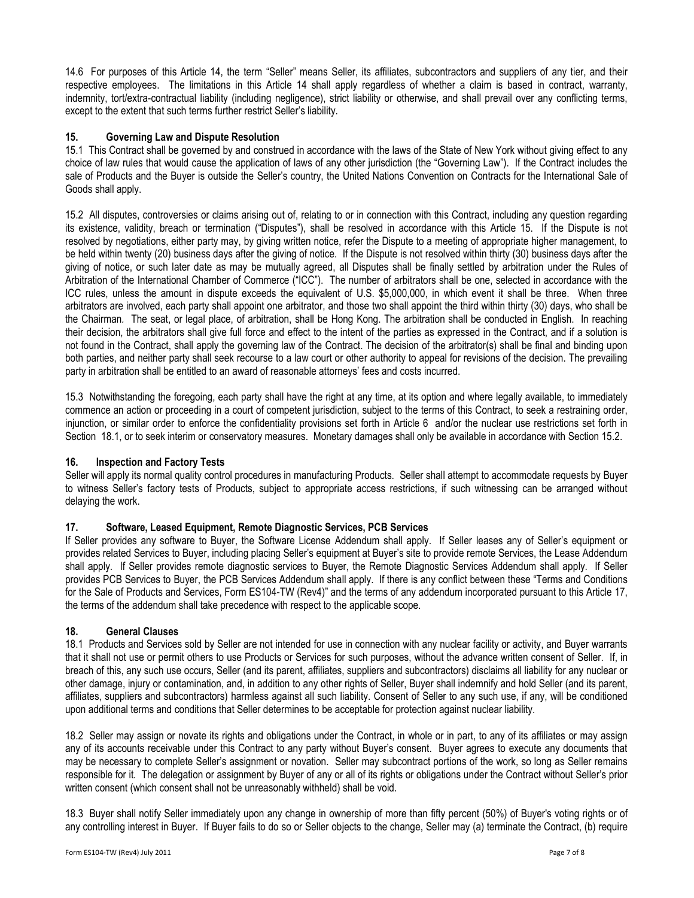14.6 For purposes of this Article 14, the term "Seller" means Seller, its affiliates, subcontractors and suppliers of any tier, and their respective employees. The limitations in this Article 14 shall apply regardless of whether a claim is based in contract, warranty, indemnity, tort/extra-contractual liability (including negligence), strict liability or otherwise, and shall prevail over any conflicting terms, except to the extent that such terms further restrict Seller's liability.

## 15. Governing Law and Dispute Resolution

15.1 This Contract shall be governed by and construed in accordance with the laws of the State of New York without giving effect to any choice of law rules that would cause the application of laws of any other jurisdiction (the "Governing Law"). If the Contract includes the sale of Products and the Buyer is outside the Seller's country, the United Nations Convention on Contracts for the International Sale of Goods shall apply.

15.2 All disputes, controversies or claims arising out of, relating to or in connection with this Contract, including any question regarding its existence, validity, breach or termination ("Disputes"), shall be resolved in accordance with this Article 15. If the Dispute is not resolved by negotiations, either party may, by giving written notice, refer the Dispute to a meeting of appropriate higher management, to be held within twenty (20) business days after the giving of notice. If the Dispute is not resolved within thirty (30) business days after the giving of notice, or such later date as may be mutually agreed, all Disputes shall be finally settled by arbitration under the Rules of Arbitration of the International Chamber of Commerce ("ICC"). The number of arbitrators shall be one, selected in accordance with the ICC rules, unless the amount in dispute exceeds the equivalent of U.S. $5,000,000, in which event it shall be three. When three arbitrators are involved, each party shall appoint one arbitrator, and those two shall appoint the third within thirty (30) days, who shall be the Chairman. The seat, or legal place, of arbitration, shall be Hong Kong. The arbitration shall be conducted in English. In reaching their decision, the arbitrators shall give full force and effect to the intent of the parties as expressed in the Contract, and if a solution is not found in the Contract, shall apply the governing law of the Contract. The decision of the arbitrator(s) shall be final and binding upon both parties, and neither party shall seek recourse to a law court or other authority to appeal for revisions of the decision. The prevailing party in arbitration shall be entitled to an award of reasonable attorneys' fees and costs incurred.

15.3 Notwithstanding the foregoing, each party shall have the right at any time, at its option and where legally available, to immediately commence an action or proceeding in a court of competent jurisdiction, subject to the terms of this Contract, to seek a restraining order, injunction, or similar order to enforce the confidentiality provisions set forth in Article 6 and/or the nuclear use restrictions set forth in Section 18.1, or to seek interim or conservatory measures. Monetary damages shall only be available in accordance with Section 15.2.

## 16. Inspection and Factory Tests

Seller will apply its normal quality control procedures in manufacturing Products. Seller shall attempt to accommodate requests by Buyer to witness Seller's factory tests of Products, subject to appropriate access restrictions, if such witnessing can be arranged without delaying the work.

## 17. Software, Leased Equipment, Remote Diagnostic Services, PCB Services

If Seller provides any software to Buyer, the Software License Addendum shall apply. If Seller leases any of Seller's equipment or provides related Services to Buyer, including placing Seller's equipment at Buyer's site to provide remote Services, the Lease Addendum shall apply. If Seller provides remote diagnostic services to Buyer, the Remote Diagnostic Services Addendum shall apply. If Seller provides PCB Services to Buyer, the PCB Services Addendum shall apply. If there is any conflict between these "Terms and Conditions for the Sale of Products and Services, Form ES104-TW (Rev4)" and the terms of any addendum incorporated pursuant to this Article 17, the terms of the addendum shall take precedence with respect to the applicable scope.

## 18. General Clauses

18.1 Products and Services sold by Seller are not intended for use in connection with any nuclear facility or activity, and Buyer warrants that it shall not use or permit others to use Products or Services for such purposes, without the advance written consent of Seller. If, in breach of this, any such use occurs, Seller (and its parent, affiliates, suppliers and subcontractors) disclaims all liability for any nuclear or other damage, injury or contamination, and, in addition to any other rights of Seller, Buyer shall indemnify and hold Seller (and its parent, affiliates, suppliers and subcontractors) harmless against all such liability. Consent of Seller to any such use, if any, will be conditioned upon additional terms and conditions that Seller determines to be acceptable for protection against nuclear liability.

18.2 Seller may assign or novate its rights and obligations under the Contract, in whole or in part, to any of its affiliates or may assign any of its accounts receivable under this Contract to any party without Buyer's consent. Buyer agrees to execute any documents that may be necessary to complete Seller's assignment or novation. Seller may subcontract portions of the work, so long as Seller remains responsible for it. The delegation or assignment by Buyer of any or all of its rights or obligations under the Contract without Seller's prior written consent (which consent shall not be unreasonably withheld) shall be void.

18.3 Buyer shall notify Seller immediately upon any change in ownership of more than fifty percent (50%) of Buyer's voting rights or of any controlling interest in Buyer. If Buyer fails to do so or Seller objects to the change, Seller may (a) terminate the Contract, (b) require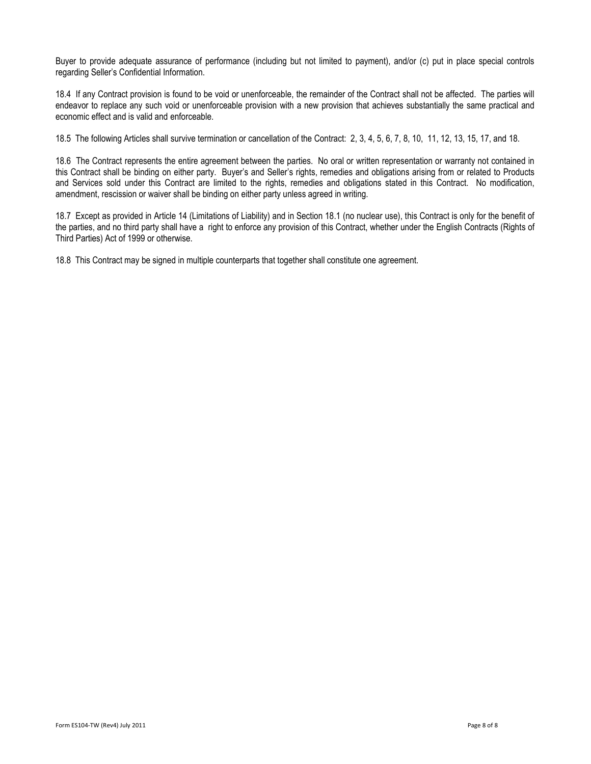Buyer to provide adequate assurance of performance (including but not limited to payment), and/or (c) put in place special controls regarding Seller's Confidential Information.

18.4 If any Contract provision is found to be void or unenforceable, the remainder of the Contract shall not be affected. The parties will endeavor to replace any such void or unenforceable provision with a new provision that achieves substantially the same practical and economic effect and is valid and enforceable.

18.5 The following Articles shall survive termination or cancellation of the Contract: 2, 3, 4, 5, 6, 7, 8, 10, 11, 12, 13, 15, 17, and 18.

18.6 The Contract represents the entire agreement between the parties. No oral or written representation or warranty not contained in this Contract shall be binding on either party. Buyer's and Seller's rights, remedies and obligations arising from or related to Products and Services sold under this Contract are limited to the rights, remedies and obligations stated in this Contract. No modification, amendment, rescission or waiver shall be binding on either party unless agreed in writing.

18.7 Except as provided in Article 14 (Limitations of Liability) and in Section 18.1 (no nuclear use), this Contract is only for the benefit of the parties, and no third party shall have a right to enforce any provision of this Contract, whether under the English Contracts (Rights of Third Parties) Act of 1999 or otherwise.

18.8 This Contract may be signed in multiple counterparts that together shall constitute one agreement.

Form ES104-TW (Rev4) July 2011